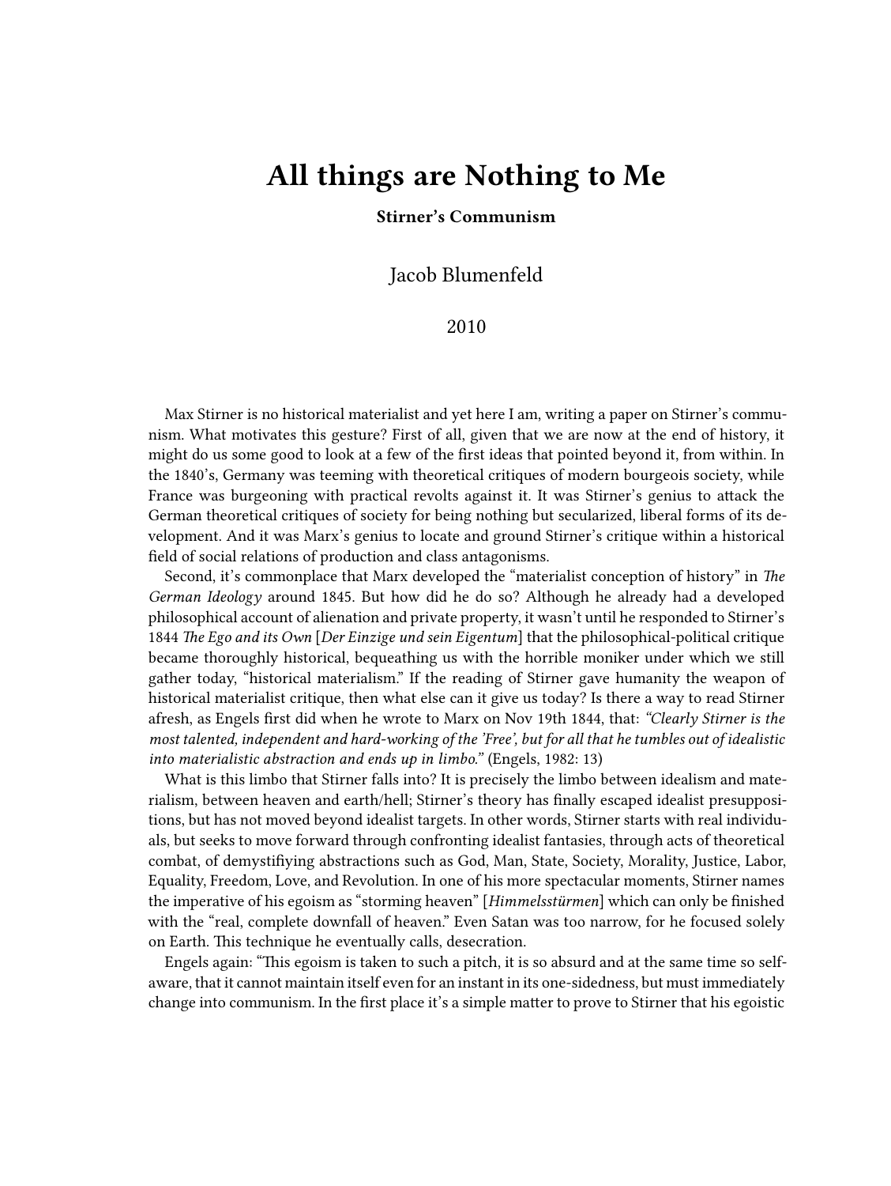# All things are Nothing to Me

**Stirner's Communism**

Jacob Blumenfeld

2010

Max Stirner is no historical materialist and yet here I am, writing a paper on Stirner's communism. What motivates this gesture? First of all, given that we are now at the end of history, it might do us some good to look at a few of the first ideas that pointed beyond it, from within. In the 1840's, Germany was teeming with theoretical critiques of modern bourgeois society, while France was burgeoning with practical revolts against it. It was Stirner's genius to attack the German theoretical critiques of society for being nothing but secularized, liberal forms of its development. And it was Marx's genius to locate and ground Stirner's critique within a historical field of social relations of production and class antagonisms.

Second, it's commonplace that Marx developed the "materialist conception of history" in *The German Ideology* around 1845. But how did he do so? Although he already had a developed philosophical account of alienation and private property, it wasn't until he responded to Stirner's 1844 *The Ego and its Own* [*Der Einzige und sein Eigentum*] that the philosophical-political critique became thoroughly historical, bequeathing us with the horrible moniker under which we still gather today, "historical materialism." If the reading of Stirner gave humanity the weapon of historical materialist critique, then what else can it give us today? Is there a way to read Stirner afresh, as Engels first did when he wrote to Marx on Nov 19th 1844, that: *"Clearly Stirner is the most talented, independent and hard-working of the 'Free', but for all that he tumbles out of idealistic into materialistic abstraction and ends up in limbo."* (Engels, 1982: 13)

What is this limbo that Stirner falls into? It is precisely the limbo between idealism and materialism, between heaven and earth/hell; Stirner's theory has finally escaped idealist presuppositions, but has not moved beyond idealist targets. In other words, Stirner starts with real individuals, but seeks to move forward through confronting idealist fantasies, through acts of theoretical combat, of demystifiying abstractions such as God, Man, State, Society, Morality, Justice, Labor, Equality, Freedom, Love, and Revolution. In one of his more spectacular moments, Stirner names the imperative of his egoism as "storming heaven" [*Himmelsstürmen*] which can only be finished with the "real, complete downfall of heaven." Even Satan was too narrow, for he focused solely on Earth. This technique he eventually calls, desecration.

Engels again: "This egoism is taken to such a pitch, it is so absurd and at the same time so self-aware, that it cannot maintain itself even for an instant in its one-sidedness, but must immediately change into communism. In the first place it's a simple matter to prove to Stirner that his egoistic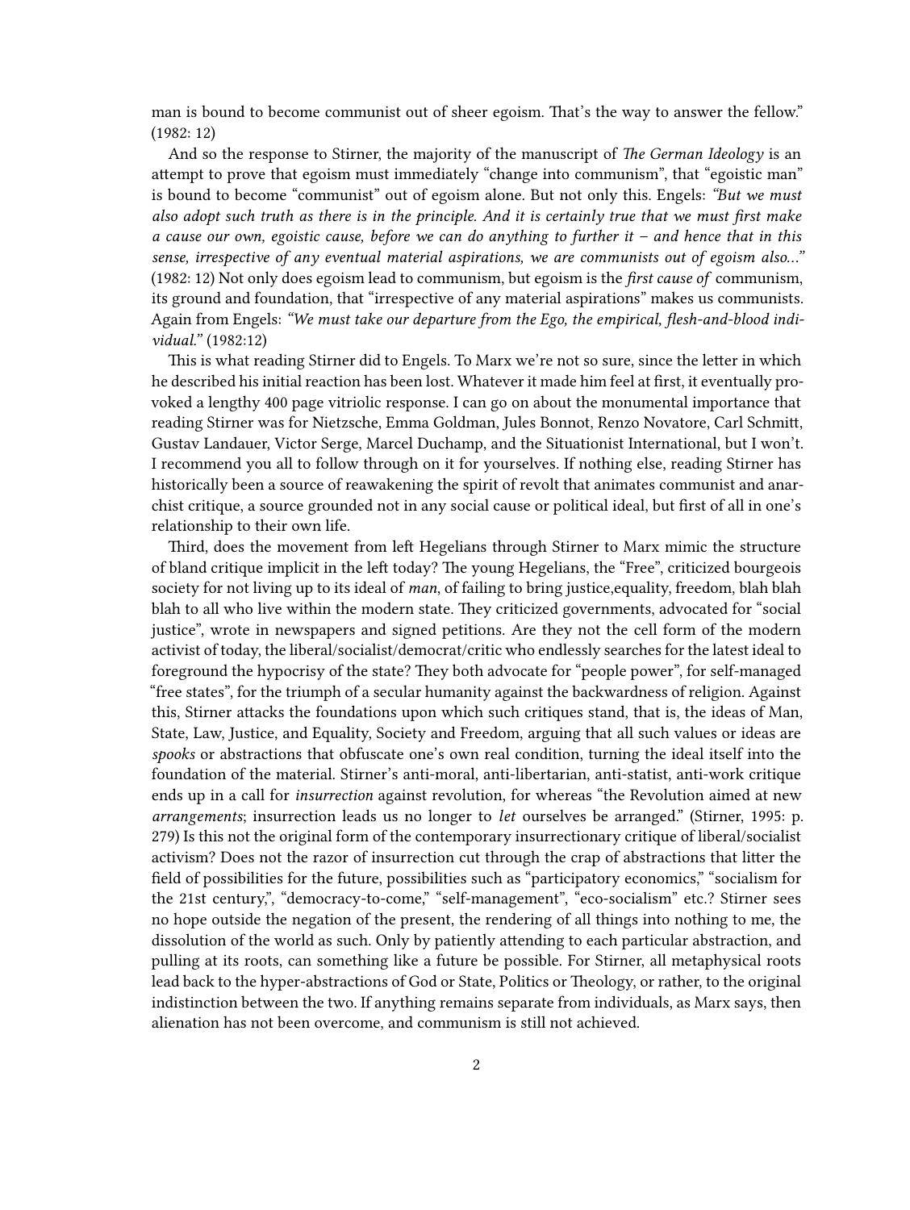man is bound to become communist out of sheer egoism. That's the way to answer the fellow." (1982: 12)

And so the response to Stirner, the majority of the manuscript of *The German Ideology* is an attempt to prove that egoism must immediately "change into communism", that "egoistic man" is bound to become "communist" out of egoism alone. But not only this. Engels: *"But we must also adopt such truth as there is in the principle. And it is certainly true that we must first make a cause our own, egoistic cause, before we can do anything to further it – and hence that in this sense, irrespective of any eventual material aspirations, we are communists out of egoism also…"* (1982: 12) Not only does egoism lead to communism, but egoism is the *first cause of* communism, its ground and foundation, that "irrespective of any material aspirations" makes us communists. Again from Engels: *"We must take our departure from the Ego, the empirical, flesh-and-blood individual."* (1982:12)

This is what reading Stirner did to Engels. To Marx we're not so sure, since the letter in which he described his initial reaction has been lost. Whatever it made him feel at first, it eventually provoked a lengthy 400 page vitriolic response. I can go on about the monumental importance that reading Stirner was for Nietzsche, Emma Goldman, Jules Bonnot, Renzo Novatore, Carl Schmitt, Gustav Landauer, Victor Serge, Marcel Duchamp, and the Situationist International, but I won't. I recommend you all to follow through on it for yourselves. If nothing else, reading Stirner has historically been a source of reawakening the spirit of revolt that animates communist and anarchist critique, a source grounded not in any social cause or political ideal, but first of all in one's relationship to their own life.

Third, does the movement from left Hegelians through Stirner to Marx mimic the structure of bland critique implicit in the left today? The young Hegelians, the "Free", criticized bourgeois society for not living up to its ideal of *man*, of failing to bring justice,equality, freedom, blah blah blah to all who live within the modern state. They criticized governments, advocated for "social justice", wrote in newspapers and signed petitions. Are they not the cell form of the modern activist of today, the liberal/socialist/democrat/critic who endlessly searches for the latest ideal to foreground the hypocrisy of the state? They both advocate for "people power", for self-managed "free states", for the triumph of a secular humanity against the backwardness of religion. Against this, Stirner attacks the foundations upon which such critiques stand, that is, the ideas of Man, State, Law, Justice, and Equality, Society and Freedom, arguing that all such values or ideas are *spooks* or abstractions that obfuscate one's own real condition, turning the ideal itself into the foundation of the material. Stirner's anti-moral, anti-libertarian, anti-statist, anti-work critique ends up in a call for *insurrection* against revolution, for whereas "the Revolution aimed at new *arrangements*; insurrection leads us no longer to *let* ourselves be arranged." (Stirner, 1995: p. 279) Is this not the original form of the contemporary insurrectionary critique of liberal/socialist activism? Does not the razor of insurrection cut through the crap of abstractions that litter the field of possibilities for the future, possibilities such as "participatory economics," "socialism for the 21st century,", "democracy-to-come," "self-management", "eco-socialism" etc.? Stirner sees no hope outside the negation of the present, the rendering of all things into nothing to me, the dissolution of the world as such. Only by patiently attending to each particular abstraction, and pulling at its roots, can something like a future be possible. For Stirner, all metaphysical roots lead back to the hyper-abstractions of God or State, Politics or Theology, or rather, to the original indistinction between the two. If anything remains separate from individuals, as Marx says, then alienation has not been overcome, and communism is still not achieved.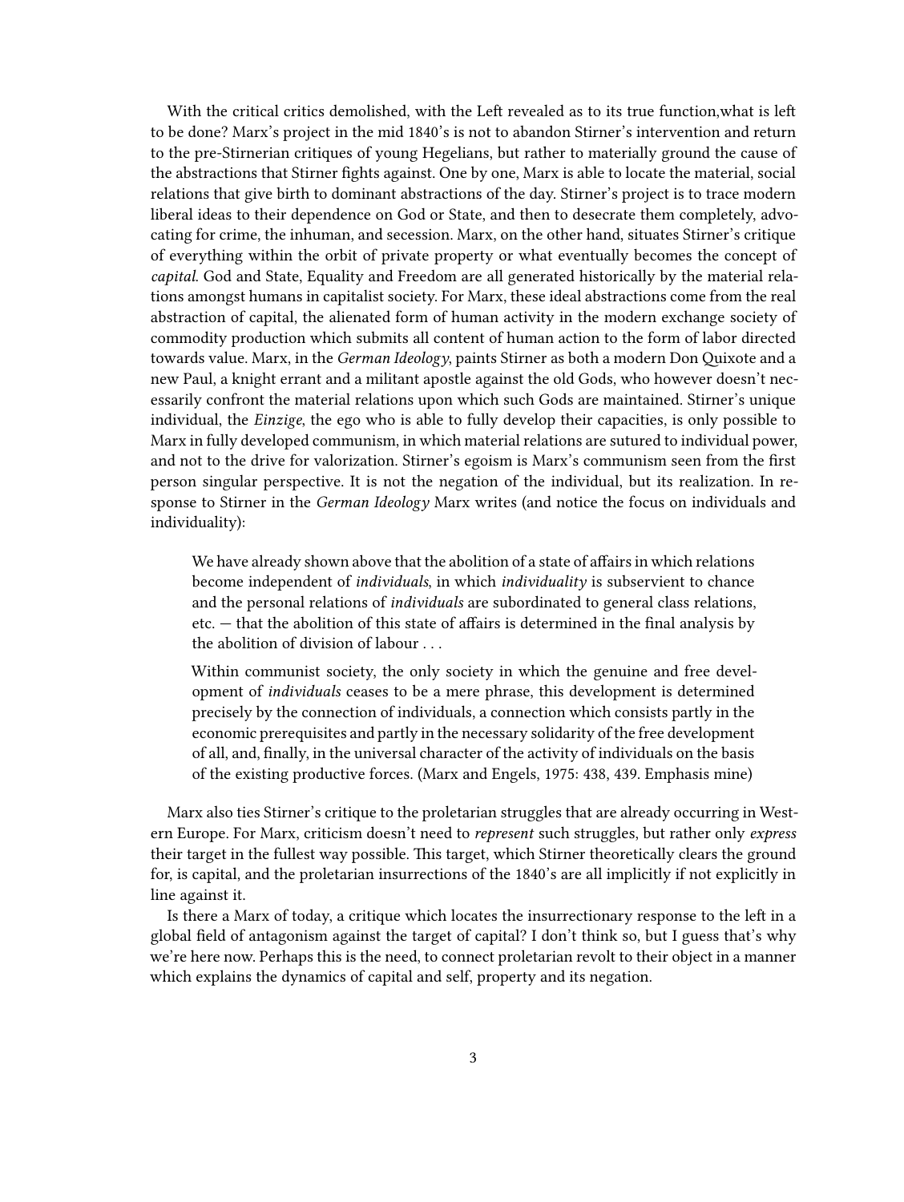With the critical critics demolished, with the Left revealed as to its true function,what is left to be done? Marx's project in the mid 1840's is not to abandon Stirner's intervention and return to the pre-Stirnerian critiques of young Hegelians, but rather to materially ground the cause of the abstractions that Stirner fights against. One by one, Marx is able to locate the material, social relations that give birth to dominant abstractions of the day. Stirner's project is to trace modern liberal ideas to their dependence on God or State, and then to desecrate them completely, advocating for crime, the inhuman, and secession. Marx, on the other hand, situates Stirner's critique of everything within the orbit of private property or what eventually becomes the concept of *capital.* God and State, Equality and Freedom are all generated historically by the material relations amongst humans in capitalist society. For Marx, these ideal abstractions come from the real abstraction of capital, the alienated form of human activity in the modern exchange society of commodity production which submits all content of human action to the form of labor directed towards value. Marx, in the *German Ideology*, paints Stirner as both a modern Don Quixote and a new Paul, a knight errant and a militant apostle against the old Gods, who however doesn't necessarily confront the material relations upon which such Gods are maintained. Stirner's unique individual, the *Einzige*, the ego who is able to fully develop their capacities, is only possible to Marx in fully developed communism, in which material relations are sutured to individual power, and not to the drive for valorization. Stirner's egoism is Marx's communism seen from the first person singular perspective. It is not the negation of the individual, but its realization. In response to Stirner in the *German Ideology* Marx writes (and notice the focus on individuals and individuality):

> We have already shown above that the abolition of a state of affairs in which relations become independent of *individuals*, in which *individuality* is subservient to chance and the personal relations of *individuals* are subordinated to general class relations, etc. — that the abolition of this state of affairs is determined in the final analysis by the abolition of division of labour . . .
>
> Within communist society, the only society in which the genuine and free development of *individuals* ceases to be a mere phrase, this development is determined precisely by the connection of individuals, a connection which consists partly in the economic prerequisites and partly in the necessary solidarity of the free development of all, and, finally, in the universal character of the activity of individuals on the basis of the existing productive forces. (Marx and Engels, 1975: 438, 439. Emphasis mine)

Marx also ties Stirner's critique to the proletarian struggles that are already occurring in Western Europe. For Marx, criticism doesn't need to *represent* such struggles, but rather only *express* their target in the fullest way possible. This target, which Stirner theoretically clears the ground for, is capital, and the proletarian insurrections of the 1840's are all implicitly if not explicitly in line against it.

Is there a Marx of today, a critique which locates the insurrectionary response to the left in a global field of antagonism against the target of capital? I don't think so, but I guess that's why we're here now. Perhaps this is the need, to connect proletarian revolt to their object in a manner which explains the dynamics of capital and self, property and its negation.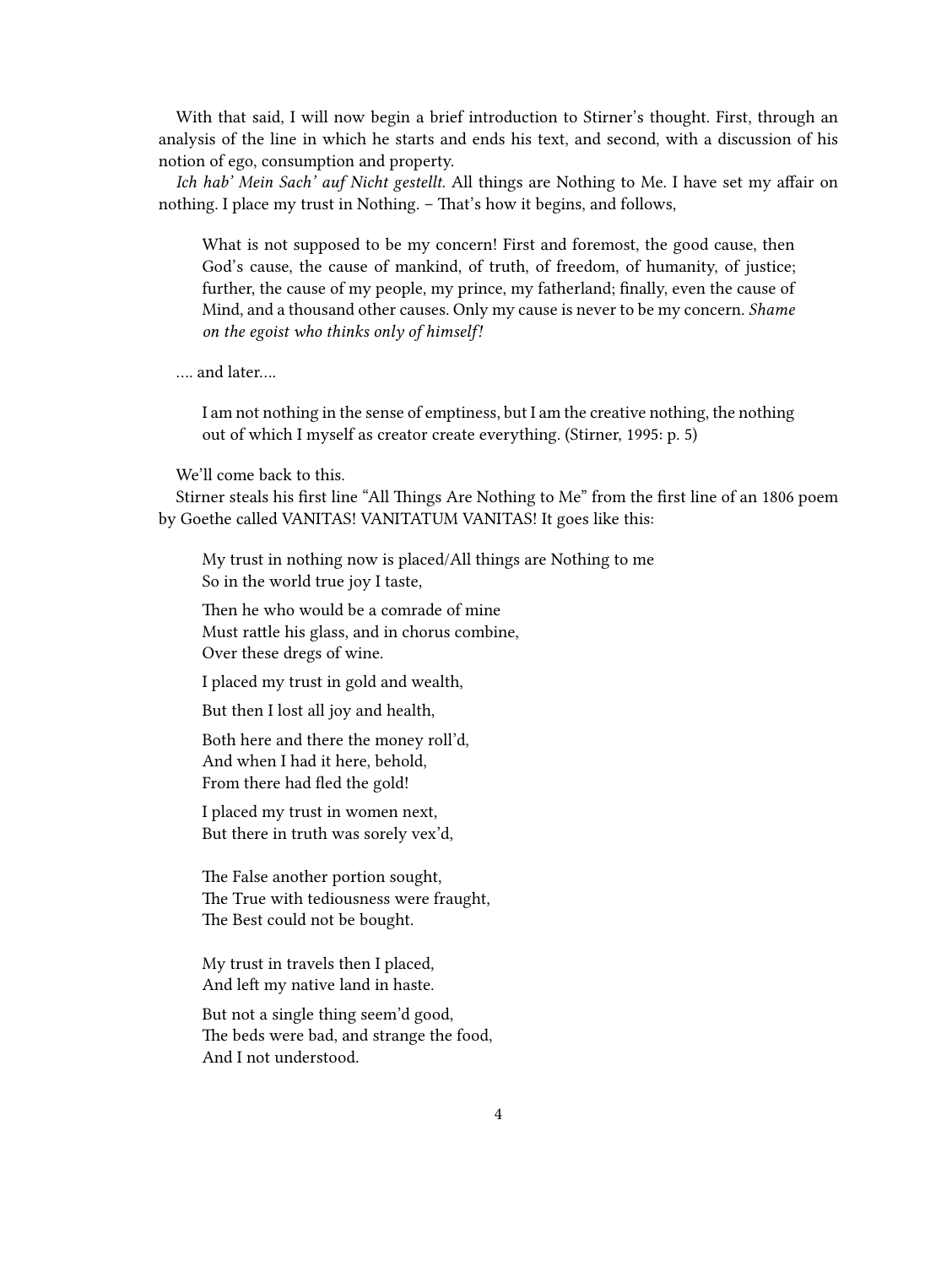With that said, I will now begin a brief introduction to Stirner's thought. First, through an analysis of the line in which he starts and ends his text, and second, with a discussion of his notion of ego, consumption and property.

*Ich hab' Mein Sach' auf Nicht gestellt.* All things are Nothing to Me. I have set my affair on nothing. I place my trust in Nothing. – That's how it begins, and follows,

> What is not supposed to be my concern! First and foremost, the good cause, then God's cause, the cause of mankind, of truth, of freedom, of humanity, of justice; further, the cause of my people, my prince, my fatherland; finally, even the cause of Mind, and a thousand other causes. Only my cause is never to be my concern. *Shame on the egoist who thinks only of himself!*

…. and later….

> I am not nothing in the sense of emptiness, but I am the creative nothing, the nothing out of which I myself as creator create everything. (Stirner, 1995: p. 5)

We'll come back to this.

Stirner steals his first line "All Things Are Nothing to Me" from the first line of an 1806 poem by Goethe called VANITAS! VANITATUM VANITAS! It goes like this:

> My trust in nothing now is placed/All things are Nothing to me
> So in the world true joy I taste,
>
> Then he who would be a comrade of mine
> Must rattle his glass, and in chorus combine,
> Over these dregs of wine.
>
> I placed my trust in gold and wealth,
>
> But then I lost all joy and health,
>
> Both here and there the money roll'd,
> And when I had it here, behold,
> From there had fled the gold!
>
> I placed my trust in women next,
> But there in truth was sorely vex'd,
>
> The False another portion sought,
> The True with tediousness were fraught,
> The Best could not be bought.
>
> My trust in travels then I placed,
> And left my native land in haste.
>
> But not a single thing seem'd good,
> The beds were bad, and strange the food,
> And I not understood.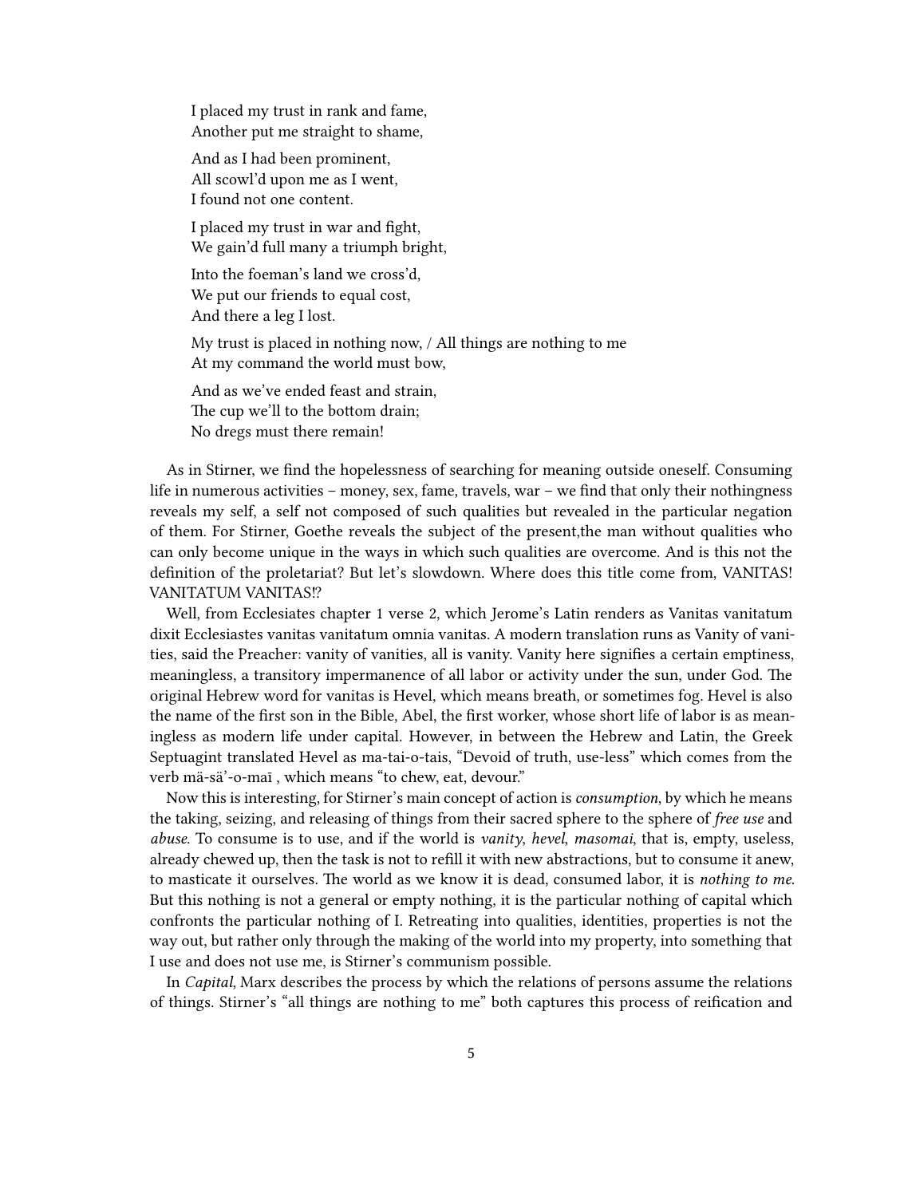> I placed my trust in rank and fame,
> Another put me straight to shame,
>
> And as I had been prominent,
> All scowl'd upon me as I went,
> I found not one content.
>
> I placed my trust in war and fight,
> We gain'd full many a triumph bright,
>
> Into the foeman's land we cross'd,
> We put our friends to equal cost,
> And there a leg I lost.
>
> My trust is placed in nothing now, / All things are nothing to me
> At my command the world must bow,
>
> And as we've ended feast and strain,
> The cup we'll to the bottom drain;
> No dregs must there remain!

As in Stirner, we find the hopelessness of searching for meaning outside oneself. Consuming life in numerous activities – money, sex, fame, travels, war – we find that only their nothingness reveals my self, a self not composed of such qualities but revealed in the particular negation of them. For Stirner, Goethe reveals the subject of the present,the man without qualities who can only become unique in the ways in which such qualities are overcome. And is this not the definition of the proletariat? But let's slowdown. Where does this title come from, VANITAS! VANITATUM VANITAS!?

Well, from Ecclesiates chapter 1 verse 2, which Jerome's Latin renders as Vanitas vanitatum dixit Ecclesiastes vanitas vanitatum omnia vanitas. A modern translation runs as Vanity of vanities, said the Preacher: vanity of vanities, all is vanity. Vanity here signifies a certain emptiness, meaningless, a transitory impermanence of all labor or activity under the sun, under God. The original Hebrew word for vanitas is Hevel, which means breath, or sometimes fog. Hevel is also the name of the first son in the Bible, Abel, the first worker, whose short life of labor is as meaningless as modern life under capital. However, in between the Hebrew and Latin, the Greek Septuagint translated Hevel as ma-tai-o-tais, "Devoid of truth, use-less" which comes from the verb mä-sä'-o-maī , which means "to chew, eat, devour."

Now this is interesting, for Stirner's main concept of action is *consumption*, by which he means the taking, seizing, and releasing of things from their sacred sphere to the sphere of *free use* and *abuse*. To consume is to use, and if the world is *vanity*, *hevel*, *masomai*, that is, empty, useless, already chewed up, then the task is not to refill it with new abstractions, but to consume it anew, to masticate it ourselves. The world as we know it is dead, consumed labor, it is *nothing to me*. But this nothing is not a general or empty nothing, it is the particular nothing of capital which confronts the particular nothing of I. Retreating into qualities, identities, properties is not the way out, but rather only through the making of the world into my property, into something that I use and does not use me, is Stirner's communism possible.

In *Capital*, Marx describes the process by which the relations of persons assume the relations of things. Stirner's "all things are nothing to me" both captures this process of reification and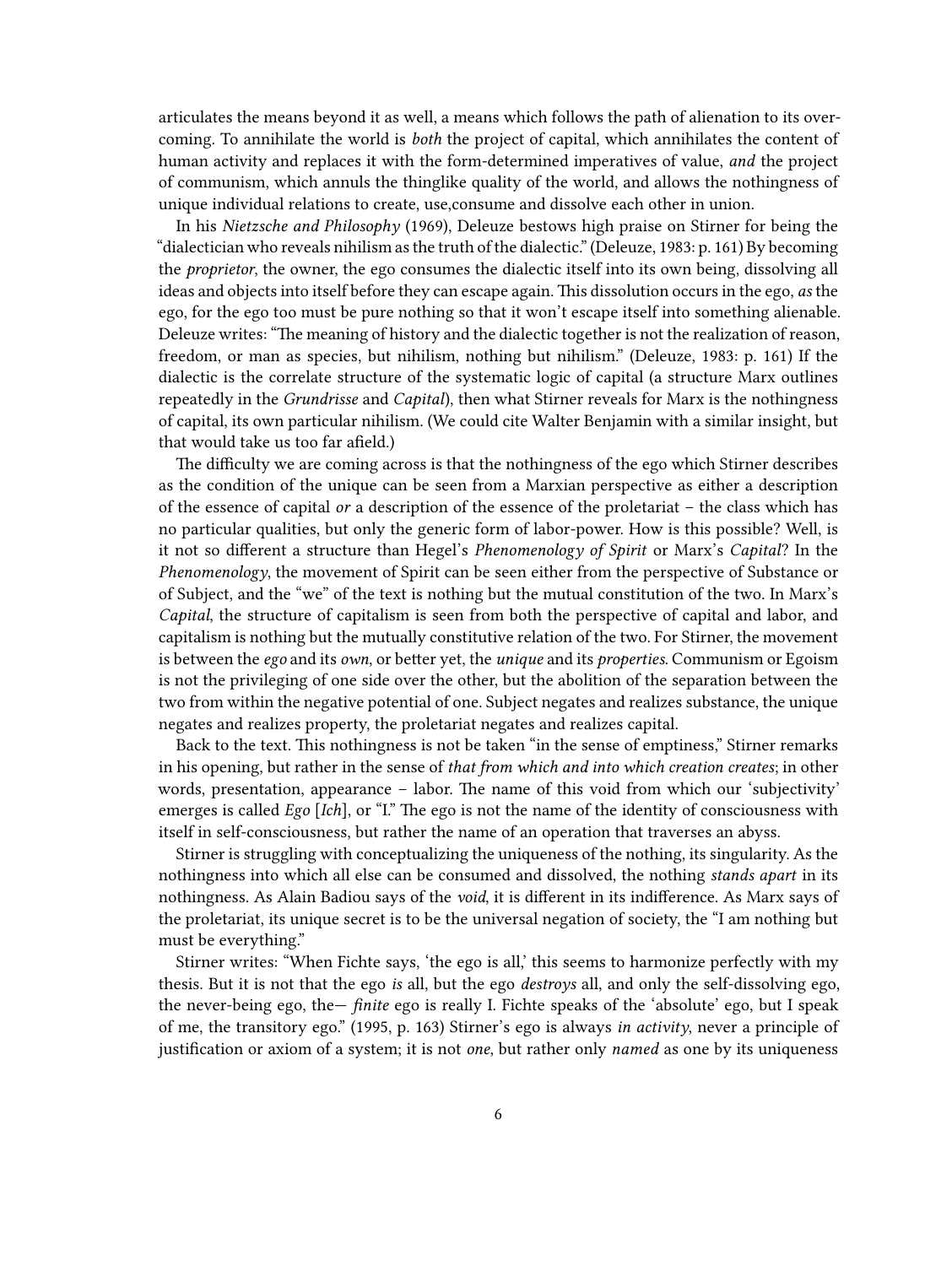articulates the means beyond it as well, a means which follows the path of alienation to its overcoming. To annihilate the world is *both* the project of capital, which annihilates the content of human activity and replaces it with the form-determined imperatives of value, *and* the project of communism, which annuls the thinglike quality of the world, and allows the nothingness of unique individual relations to create, use,consume and dissolve each other in union.

In his *Nietzsche and Philosophy* (1969), Deleuze bestows high praise on Stirner for being the "dialectician who reveals nihilism as the truth of the dialectic." (Deleuze, 1983: p. 161) By becoming the *proprietor*, the owner, the ego consumes the dialectic itself into its own being, dissolving all ideas and objects into itself before they can escape again. This dissolution occurs in the ego, *as* the ego, for the ego too must be pure nothing so that it won't escape itself into something alienable. Deleuze writes: "The meaning of history and the dialectic together is not the realization of reason, freedom, or man as species, but nihilism, nothing but nihilism." (Deleuze, 1983: p. 161) If the dialectic is the correlate structure of the systematic logic of capital (a structure Marx outlines repeatedly in the *Grundrisse* and *Capital*), then what Stirner reveals for Marx is the nothingness of capital, its own particular nihilism. (We could cite Walter Benjamin with a similar insight, but that would take us too far afield.)

The difficulty we are coming across is that the nothingness of the ego which Stirner describes as the condition of the unique can be seen from a Marxian perspective as either a description of the essence of capital *or* a description of the essence of the proletariat – the class which has no particular qualities, but only the generic form of labor-power. How is this possible? Well, is it not so different a structure than Hegel's *Phenomenology of Spirit* or Marx's *Capital*? In the *Phenomenology*, the movement of Spirit can be seen either from the perspective of Substance or of Subject, and the "we" of the text is nothing but the mutual constitution of the two. In Marx's *Capital*, the structure of capitalism is seen from both the perspective of capital and labor, and capitalism is nothing but the mutually constitutive relation of the two. For Stirner, the movement is between the *ego* and its *own*, or better yet, the *unique* and its *properties*. Communism or Egoism is not the privileging of one side over the other, but the abolition of the separation between the two from within the negative potential of one. Subject negates and realizes substance, the unique negates and realizes property, the proletariat negates and realizes capital.

Back to the text. This nothingness is not be taken "in the sense of emptiness," Stirner remarks in his opening, but rather in the sense of *that from which and into which creation creates*; in other words, presentation, appearance – labor. The name of this void from which our 'subjectivity' emerges is called *Ego* [*Ich*], or "I." The ego is not the name of the identity of consciousness with itself in self-consciousness, but rather the name of an operation that traverses an abyss.

Stirner is struggling with conceptualizing the uniqueness of the nothing, its singularity. As the nothingness into which all else can be consumed and dissolved, the nothing *stands apart* in its nothingness. As Alain Badiou says of the *void*, it is different in its indifference. As Marx says of the proletariat, its unique secret is to be the universal negation of society, the "I am nothing but must be everything."

Stirner writes: "When Fichte says, 'the ego is all,' this seems to harmonize perfectly with my thesis. But it is not that the ego *is* all, but the ego *destroys* all, and only the self-dissolving ego, the never-being ego, the— *finite* ego is really I. Fichte speaks of the 'absolute' ego, but I speak of me, the transitory ego." (1995, p. 163) Stirner's ego is always *in activity*, never a principle of justification or axiom of a system; it is not *one*, but rather only *named* as one by its uniqueness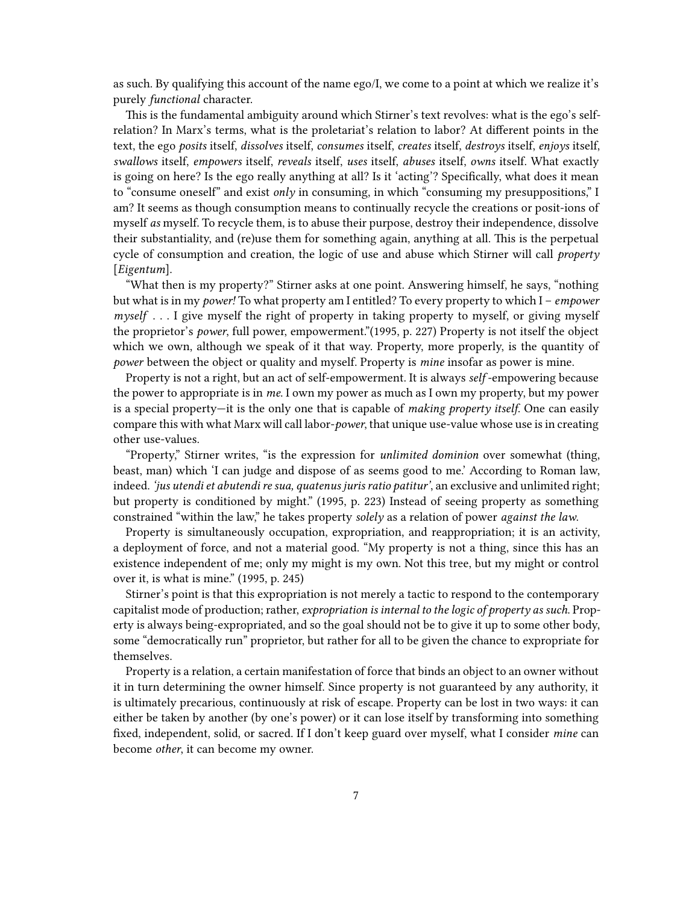as such. By qualifying this account of the name ego/I, we come to a point at which we realize it's purely *functional* character.

This is the fundamental ambiguity around which Stirner's text revolves: what is the ego's self-relation? In Marx's terms, what is the proletariat's relation to labor? At different points in the text, the ego *posits* itself, *dissolves* itself, *consumes* itself, *creates* itself, *destroys* itself, *enjoys* itself, *swallows* itself, *empowers* itself, *reveals* itself, *uses* itself, *abuses* itself, *owns* itself. What exactly is going on here? Is the ego really anything at all? Is it 'acting'? Specifically, what does it mean to "consume oneself" and exist *only* in consuming, in which "consuming my presuppositions," I am? It seems as though consumption means to continually recycle the creations or posit-ions of myself *as* myself. To recycle them, is to abuse their purpose, destroy their independence, dissolve their substantiality, and (re)use them for something again, anything at all. This is the perpetual cycle of consumption and creation, the logic of use and abuse which Stirner will call *property* [*Eigentum*].

"What then is my property?" Stirner asks at one point. Answering himself, he says, "nothing but what is in my *power!* To what property am I entitled? To every property to which I – *empower myself* . . . I give myself the right of property in taking property to myself, or giving myself the proprietor's *power*, full power, empowerment."(1995, p. 227) Property is not itself the object which we own, although we speak of it that way. Property, more properly, is the quantity of *power* between the object or quality and myself. Property is *mine* insofar as power is mine.

Property is not a right, but an act of self-empowerment. It is always *self*-empowering because the power to appropriate is in *me*. I own my power as much as I own my property, but my power is a special property—it is the only one that is capable of *making property itself*. One can easily compare this with what Marx will call labor-*power*, that unique use-value whose use is in creating other use-values.

"Property," Stirner writes, "is the expression for *unlimited dominion* over somewhat (thing, beast, man) which 'I can judge and dispose of as seems good to me.' According to Roman law, indeed. *'jus utendi et abutendi re sua, quatenus juris ratio patitur'*, an exclusive and unlimited right; but property is conditioned by might." (1995, p. 223) Instead of seeing property as something constrained "within the law," he takes property *solely* as a relation of power *against the law*.

Property is simultaneously occupation, expropriation, and reappropriation; it is an activity, a deployment of force, and not a material good. "My property is not a thing, since this has an existence independent of me; only my might is my own. Not this tree, but my might or control over it, is what is mine." (1995, p. 245)

Stirner's point is that this expropriation is not merely a tactic to respond to the contemporary capitalist mode of production; rather, *expropriation is internal to the logic of property as such.* Property is always being-expropriated, and so the goal should not be to give it up to some other body, some "democratically run" proprietor, but rather for all to be given the chance to expropriate for themselves.

Property is a relation, a certain manifestation of force that binds an object to an owner without it in turn determining the owner himself. Since property is not guaranteed by any authority, it is ultimately precarious, continuously at risk of escape. Property can be lost in two ways: it can either be taken by another (by one's power) or it can lose itself by transforming into something fixed, independent, solid, or sacred. If I don't keep guard over myself, what I consider *mine* can become *other*, it can become my owner.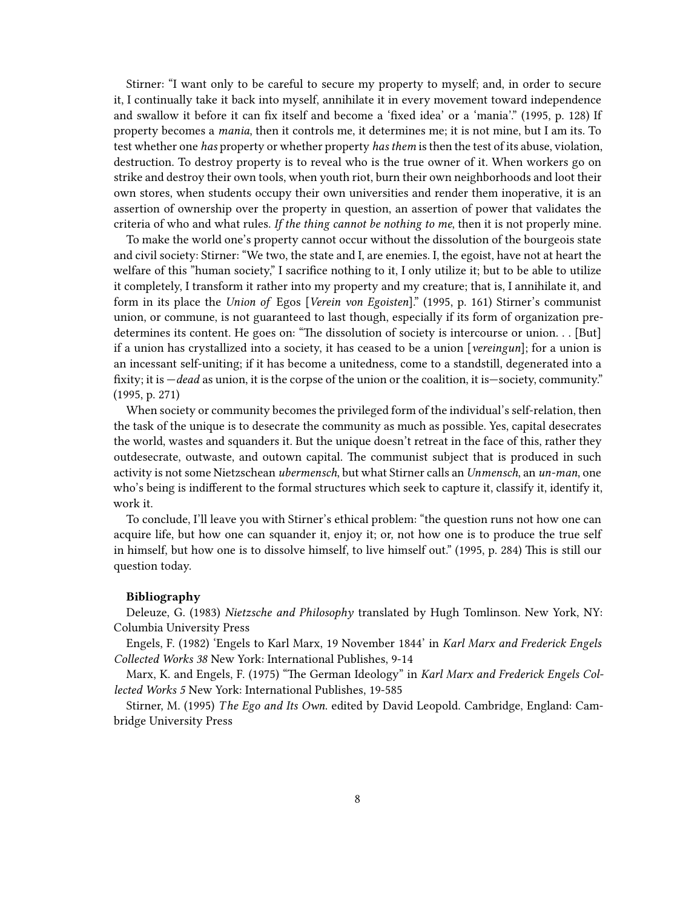Stirner: "I want only to be careful to secure my property to myself; and, in order to secure it, I continually take it back into myself, annihilate it in every movement toward independence and swallow it before it can fix itself and become a 'fixed idea' or a 'mania'." (1995, p. 128) If property becomes a *mania*, then it controls me, it determines me; it is not mine, but I am its. To test whether one *has* property or whether property *has them* is then the test of its abuse, violation, destruction. To destroy property is to reveal who is the true owner of it. When workers go on strike and destroy their own tools, when youth riot, burn their own neighborhoods and loot their own stores, when students occupy their own universities and render them inoperative, it is an assertion of ownership over the property in question, an assertion of power that validates the criteria of who and what rules. *If the thing cannot be nothing to me*, then it is not properly mine.

To make the world one's property cannot occur without the dissolution of the bourgeois state and civil society: Stirner: "We two, the state and I, are enemies. I, the egoist, have not at heart the welfare of this "human society," I sacrifice nothing to it, I only utilize it; but to be able to utilize it completely, I transform it rather into my property and my creature; that is, I annihilate it, and form in its place the *Union of* Egos [*Verein von Egoisten*]." (1995, p. 161) Stirner's communist union, or commune, is not guaranteed to last though, especially if its form of organization predetermines its content. He goes on: "The dissolution of society is intercourse or union. . . [But] if a union has crystallized into a society, it has ceased to be a union [*vereingun*]; for a union is an incessant self-uniting; if it has become a unitedness, come to a standstill, degenerated into a fixity; it is —*dead* as union, it is the corpse of the union or the coalition, it is—society, community." (1995, p. 271)

When society or community becomes the privileged form of the individual's self-relation, then the task of the unique is to desecrate the community as much as possible. Yes, capital desecrates the world, wastes and squanders it. But the unique doesn't retreat in the face of this, rather they outdesecrate, outwaste, and outown capital. The communist subject that is produced in such activity is not some Nietzschean *ubermensch*, but what Stirner calls an *Unmensch*, an *un-man*, one who's being is indifferent to the formal structures which seek to capture it, classify it, identify it, work it.

To conclude, I'll leave you with Stirner's ethical problem: "the question runs not how one can acquire life, but how one can squander it, enjoy it; or, not how one is to produce the true self in himself, but how one is to dissolve himself, to live himself out." (1995, p. 284) This is still our question today.

**Bibliography**

Deleuze, G. (1983) *Nietzsche and Philosophy* translated by Hugh Tomlinson. New York, NY: Columbia University Press

Engels, F. (1982) 'Engels to Karl Marx, 19 November 1844' in *Karl Marx and Frederick Engels Collected Works 38* New York: International Publishes, 9-14

Marx, K. and Engels, F. (1975) "The German Ideology" in *Karl Marx and Frederick Engels Collected Works 5* New York: International Publishes, 19-585

Stirner, M. (1995) *The Ego and Its Own.* edited by David Leopold. Cambridge, England: Cambridge University Press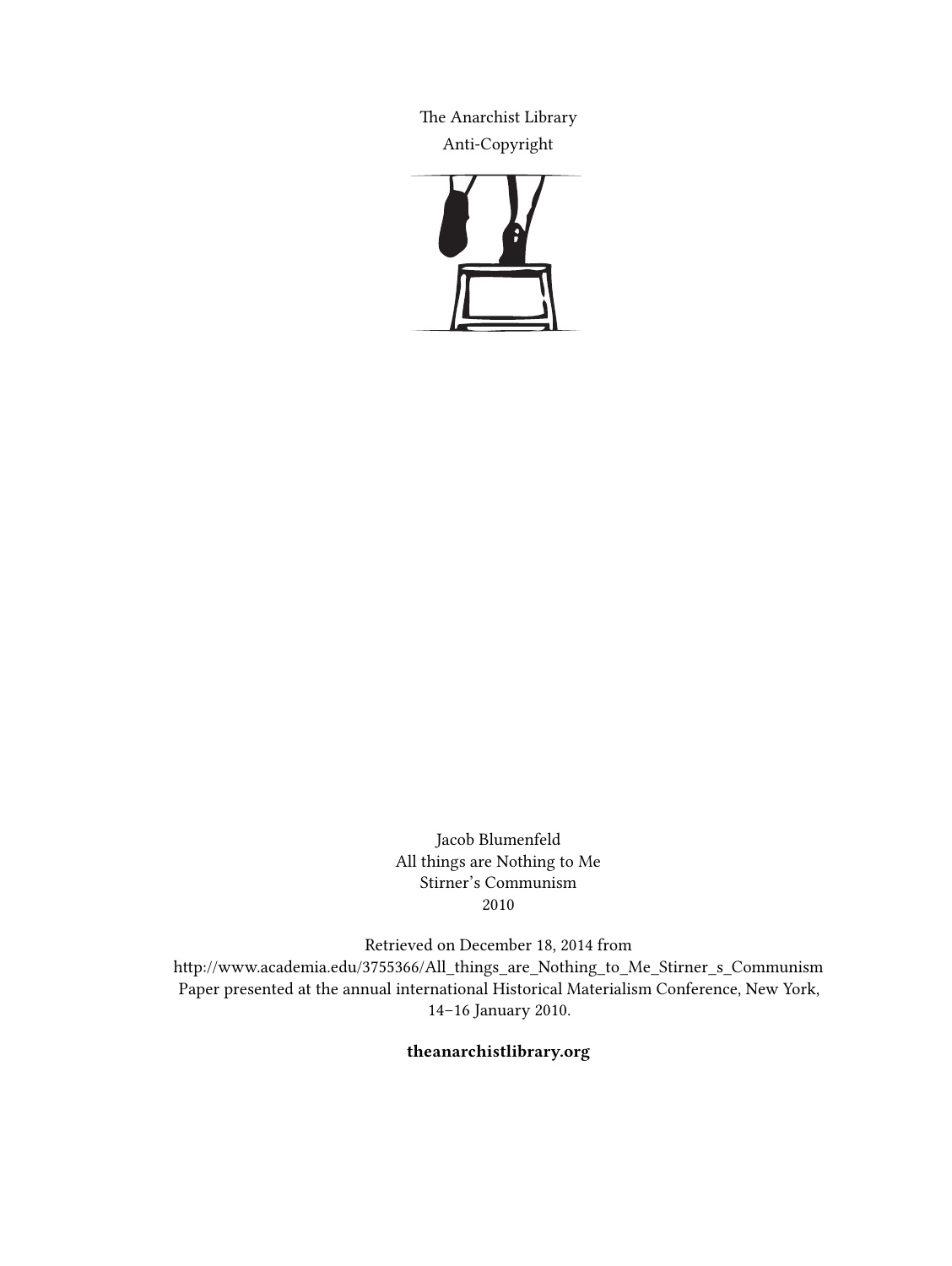The Anarchist Library
Anti-Copyright

Jacob Blumenfeld
All things are Nothing to Me
Stirner's Communism
2010

Retrieved on December 18, 2014 from
http://www.academia.edu/3755366/All_things_are_Nothing_to_Me_Stirner_s_Communism
Paper presented at the annual international Historical Materialism Conference, New York,
14–16 January 2010.

**theanarchistlibrary.org**